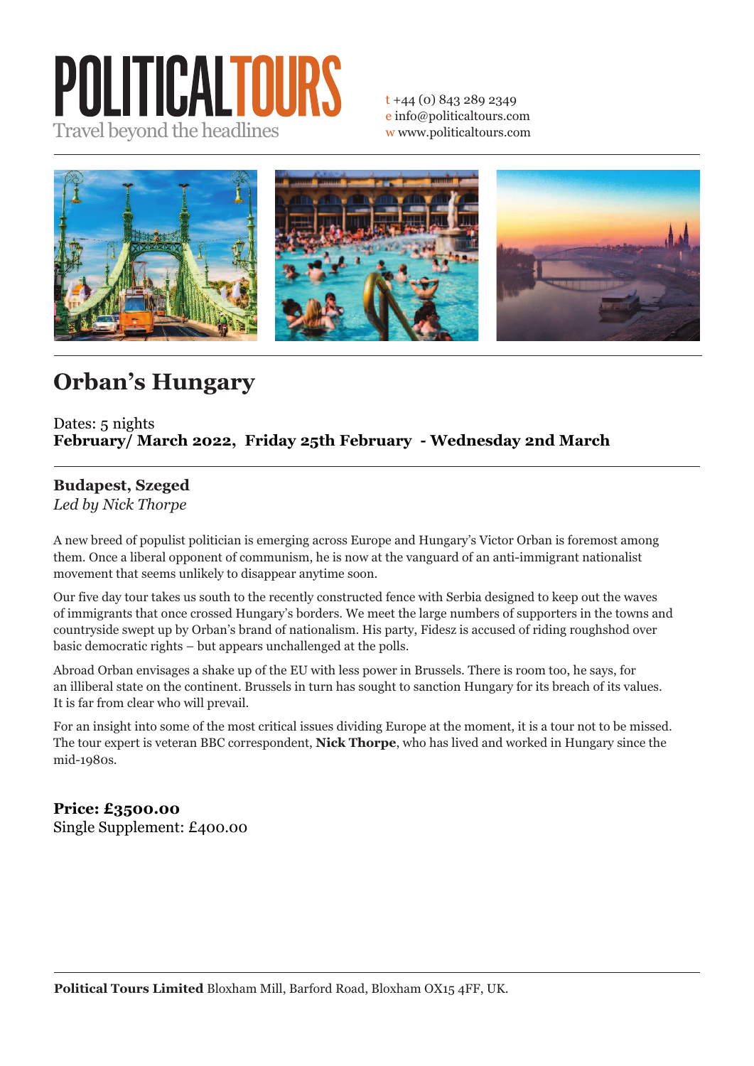POLITICALTOURS

Travel beyond the headlines

t +44 (0) 843 289 2349
e info@politicaltours.com
w www.politicaltours.com

# Orban's Hungary

Dates: 5 nights
**February/ March 2022, Friday 25th February - Wednesday 2nd March**

## Budapest, Szeged

*Led by Nick Thorpe*

A new breed of populist politician is emerging across Europe and Hungary's Victor Orban is foremost among them. Once a liberal opponent of communism, he is now at the vanguard of an anti-immigrant nationalist movement that seems unlikely to disappear anytime soon.

Our five day tour takes us south to the recently constructed fence with Serbia designed to keep out the waves of immigrants that once crossed Hungary's borders. We meet the large numbers of supporters in the towns and countryside swept up by Orban's brand of nationalism. His party, Fidesz is accused of riding roughshod over basic democratic rights – but appears unchallenged at the polls.

Abroad Orban envisages a shake up of the EU with less power in Brussels. There is room too, he says, for an illiberal state on the continent. Brussels in turn has sought to sanction Hungary for its breach of its values. It is far from clear who will prevail.

For an insight into some of the most critical issues dividing Europe at the moment, it is a tour not to be missed. The tour expert is veteran BBC correspondent, **Nick Thorpe**, who has lived and worked in Hungary since the mid-1980s.

**Price: £3500.00**
Single Supplement: £400.00

**Political Tours Limited** Bloxham Mill, Barford Road, Bloxham OX15 4FF, UK.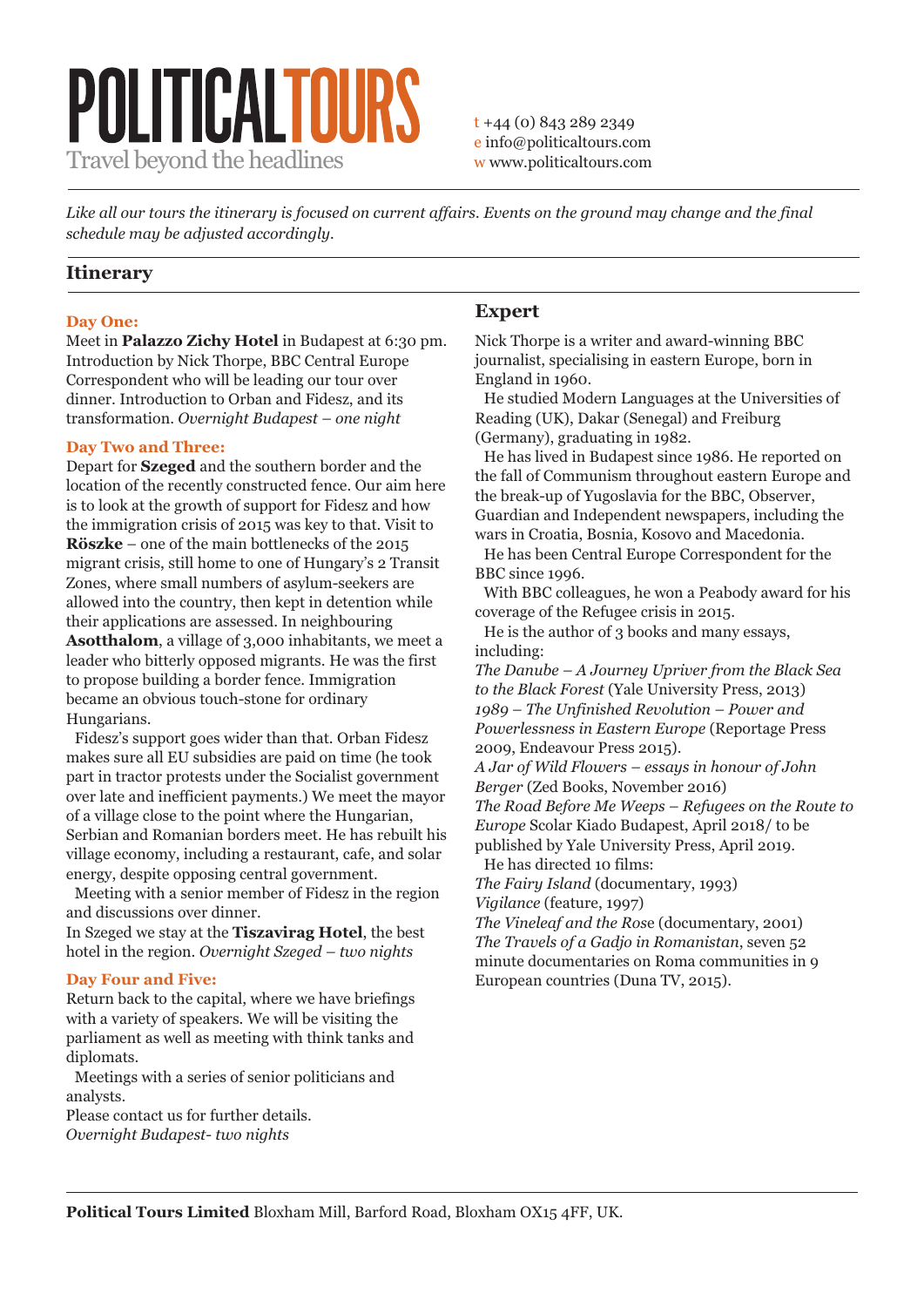# POLITICALTOURS

Travel beyond the headlines

t +44 (0) 843 289 2349
e info@politicaltours.com
w www.politicaltours.com

*Like all our tours the itinerary is focused on current affairs. Events on the ground may change and the final schedule may be adjusted accordingly.*

## Itinerary

### Day One:

Meet in **Palazzo Zichy Hotel** in Budapest at 6:30 pm. Introduction by Nick Thorpe, BBC Central Europe Correspondent who will be leading our tour over dinner. Introduction to Orban and Fidesz, and its transformation. *Overnight Budapest – one night*

### Day Two and Three:

Depart for **Szeged** and the southern border and the location of the recently constructed fence. Our aim here is to look at the growth of support for Fidesz and how the immigration crisis of 2015 was key to that. Visit to **Röszke** – one of the main bottlenecks of the 2015 migrant crisis, still home to one of Hungary's 2 Transit Zones, where small numbers of asylum-seekers are allowed into the country, then kept in detention while their applications are assessed. In neighbouring **Asotthalom**, a village of 3,000 inhabitants, we meet a leader who bitterly opposed migrants. He was the first to propose building a border fence. Immigration became an obvious touch-stone for ordinary Hungarians.

Fidesz's support goes wider than that. Orban Fidesz makes sure all EU subsidies are paid on time (he took part in tractor protests under the Socialist government over late and inefficient payments.) We meet the mayor of a village close to the point where the Hungarian, Serbian and Romanian borders meet. He has rebuilt his village economy, including a restaurant, cafe, and solar energy, despite opposing central government.

Meeting with a senior member of Fidesz in the region and discussions over dinner.

In Szeged we stay at the **Tiszavirag Hotel**, the best hotel in the region. *Overnight Szeged – two nights*

### Day Four and Five:

Return back to the capital, where we have briefings with a variety of speakers. We will be visiting the parliament as well as meeting with think tanks and diplomats.

Meetings with a series of senior politicians and analysts.

Please contact us for further details.

*Overnight Budapest- two nights*

## Expert

Nick Thorpe is a writer and award-winning BBC journalist, specialising in eastern Europe, born in England in 1960.

He studied Modern Languages at the Universities of Reading (UK), Dakar (Senegal) and Freiburg (Germany), graduating in 1982.

He has lived in Budapest since 1986. He reported on the fall of Communism throughout eastern Europe and the break-up of Yugoslavia for the BBC, Observer, Guardian and Independent newspapers, including the wars in Croatia, Bosnia, Kosovo and Macedonia.

He has been Central Europe Correspondent for the BBC since 1996.

With BBC colleagues, he won a Peabody award for his coverage of the Refugee crisis in 2015.

He is the author of 3 books and many essays, including:

*The Danube – A Journey Upriver from the Black Sea to the Black Forest* (Yale University Press, 2013)
*1989 – The Unfinished Revolution – Power and Powerlessness in Eastern Europe* (Reportage Press 2009, Endeavour Press 2015).
*A Jar of Wild Flowers – essays in honour of John Berger* (Zed Books, November 2016)
*The Road Before Me Weeps – Refugees on the Route to Europe* Scolar Kiado Budapest, April 2018/ to be published by Yale University Press, April 2019.

He has directed 10 films:

*The Fairy Island* (documentary, 1993)
*Vigilance* (feature, 1997)
*The Vineleaf and the Rose* (documentary, 2001)
*The Travels of a Gadjo in Romanistan*, seven 52 minute documentaries on Roma communities in 9 European countries (Duna TV, 2015).

**Political Tours Limited** Bloxham Mill, Barford Road, Bloxham OX15 4FF, UK.